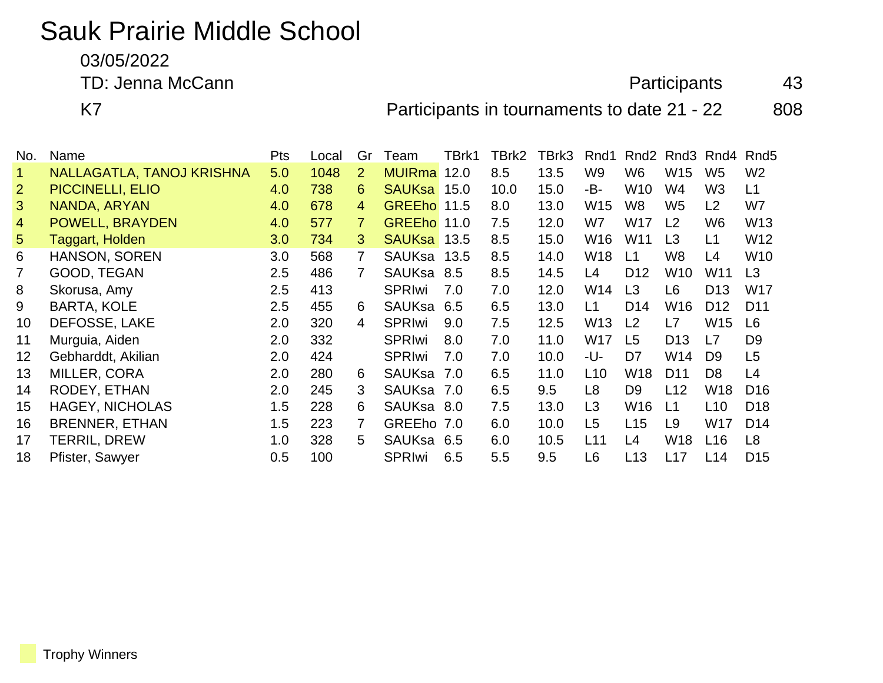# Sauk Prairie Middle School

03/05/2022

TD: Jenna McCann

K7

Participants 43

Participants in tournaments to date 21 - 22 808

| No. | Name | Pts | Local | Gr | Team | TBrk1 | TBrk2 | TBrk3 | Rnd1 | Rnd2 | Rnd3 | Rnd4 | Rnd5 |
|---|---|---|---|---|---|---|---|---|---|---|---|---|---|
| 1 | NALLAGATLA, TANOJ KRISHNA | 5.0 | 1048 | 2 | MUIRma | 12.0 | 8.5 | 13.5 | W9 | W6 | W15 | W5 | W2 |
| 2 | PICCINELLI, ELIO | 4.0 | 738 | 6 | SAUKsa | 15.0 | 10.0 | 15.0 | -B- | W10 | W4 | W3 | L1 |
| 3 | NANDA, ARYAN | 4.0 | 678 | 4 | GREEho | 11.5 | 8.0 | 13.0 | W15 | W8 | W5 | L2 | W7 |
| 4 | POWELL, BRAYDEN | 4.0 | 577 | 7 | GREEho | 11.0 | 7.5 | 12.0 | W7 | W17 | L2 | W6 | W13 |
| 5 | Taggart, Holden | 3.0 | 734 | 3 | SAUKsa | 13.5 | 8.5 | 15.0 | W16 | W11 | L3 | L1 | W12 |
| 6 | HANSON, SOREN | 3.0 | 568 | 7 | SAUKsa | 13.5 | 8.5 | 14.0 | W18 | L1 | W8 | L4 | W10 |
| 7 | GOOD, TEGAN | 2.5 | 486 | 7 | SAUKsa | 8.5 | 8.5 | 14.5 | L4 | D12 | W10 | W11 | L3 |
| 8 | Skorusa, Amy | 2.5 | 413 | | SPRIwi | 7.0 | 7.0 | 12.0 | W14 | L3 | L6 | D13 | W17 |
| 9 | BARTA, KOLE | 2.5 | 455 | 6 | SAUKsa | 6.5 | 6.5 | 13.0 | L1 | D14 | W16 | D12 | D11 |
| 10 | DEFOSSE, LAKE | 2.0 | 320 | 4 | SPRIwi | 9.0 | 7.5 | 12.5 | W13 | L2 | L7 | W15 | L6 |
| 11 | Murguia, Aiden | 2.0 | 332 | | SPRIwi | 8.0 | 7.0 | 11.0 | W17 | L5 | D13 | L7 | D9 |
| 12 | Gebharddt, Akilian | 2.0 | 424 | | SPRIwi | 7.0 | 7.0 | 10.0 | -U- | D7 | W14 | D9 | L5 |
| 13 | MILLER, CORA | 2.0 | 280 | 6 | SAUKsa | 7.0 | 6.5 | 11.0 | L10 | W18 | D11 | D8 | L4 |
| 14 | RODEY, ETHAN | 2.0 | 245 | 3 | SAUKsa | 7.0 | 6.5 | 9.5 | L8 | D9 | L12 | W18 | D16 |
| 15 | HAGEY, NICHOLAS | 1.5 | 228 | 6 | SAUKsa | 8.0 | 7.5 | 13.0 | L3 | W16 | L1 | L10 | D18 |
| 16 | BRENNER, ETHAN | 1.5 | 223 | 7 | GREEho | 7.0 | 6.0 | 10.0 | L5 | L15 | L9 | W17 | D14 |
| 17 | TERRIL, DREW | 1.0 | 328 | 5 | SAUKsa | 6.5 | 6.0 | 10.5 | L11 | L4 | W18 | L16 | L8 |
| 18 | Pfister, Sawyer | 0.5 | 100 | | SPRIwi | 6.5 | 5.5 | 9.5 | L6 | L13 | L17 | L14 | D15 |

Trophy Winners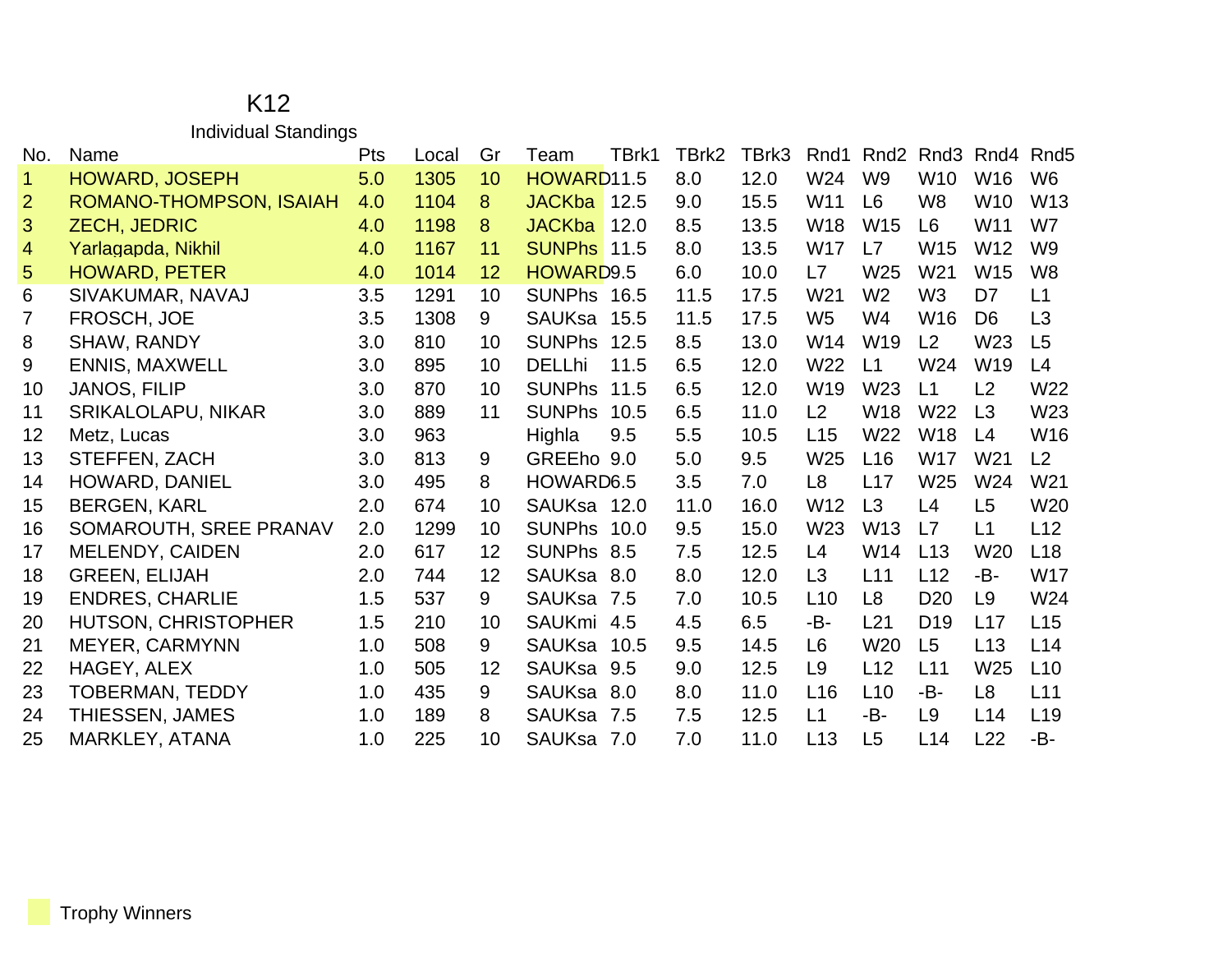# K12

## Individual Standings

| No. | Name | Pts | Local | Gr | Team | TBrk1 | TBrk2 | TBrk3 | Rnd1 | Rnd2 | Rnd3 | Rnd4 | Rnd5 |
|---|---|---|---|---|---|---|---|---|---|---|---|---|---|
| 1 | HOWARD, JOSEPH | 5.0 | 1305 | 10 | HOWARD | 11.5 | 8.0 | 12.0 | W24 | W9 | W10 | W16 | W6 |
| 2 | ROMANO-THOMPSON, ISAIAH | 4.0 | 1104 | 8 | JACKba | 12.5 | 9.0 | 15.5 | W11 | L6 | W8 | W10 | W13 |
| 3 | ZECH, JEDRIC | 4.0 | 1198 | 8 | JACKba | 12.0 | 8.5 | 13.5 | W18 | W15 | L6 | W11 | W7 |
| 4 | Yarlagapda, Nikhil | 4.0 | 1167 | 11 | SUNPhs | 11.5 | 8.0 | 13.5 | W17 | L7 | W15 | W12 | W9 |
| 5 | HOWARD, PETER | 4.0 | 1014 | 12 | HOWARD | 9.5 | 6.0 | 10.0 | L7 | W25 | W21 | W15 | W8 |
| 6 | SIVAKUMAR, NAVAJ | 3.5 | 1291 | 10 | SUNPhs | 16.5 | 11.5 | 17.5 | W21 | W2 | W3 | D7 | L1 |
| 7 | FROSCH, JOE | 3.5 | 1308 | 9 | SAUKsa | 15.5 | 11.5 | 17.5 | W5 | W4 | W16 | D6 | L3 |
| 8 | SHAW, RANDY | 3.0 | 810 | 10 | SUNPhs | 12.5 | 8.5 | 13.0 | W14 | W19 | L2 | W23 | L5 |
| 9 | ENNIS, MAXWELL | 3.0 | 895 | 10 | DELLhi | 11.5 | 6.5 | 12.0 | W22 | L1 | W24 | W19 | L4 |
| 10 | JANOS, FILIP | 3.0 | 870 | 10 | SUNPhs | 11.5 | 6.5 | 12.0 | W19 | W23 | L1 | L2 | W22 |
| 11 | SRIKALOLAPU, NIKAR | 3.0 | 889 | 11 | SUNPhs | 10.5 | 6.5 | 11.0 | L2 | W18 | W22 | L3 | W23 |
| 12 | Metz, Lucas | 3.0 | 963 | | Highla | 9.5 | 5.5 | 10.5 | L15 | W22 | W18 | L4 | W16 |
| 13 | STEFFEN, ZACH | 3.0 | 813 | 9 | GREEho | 9.0 | 5.0 | 9.5 | W25 | L16 | W17 | W21 | L2 |
| 14 | HOWARD, DANIEL | 3.0 | 495 | 8 | HOWARD | 6.5 | 3.5 | 7.0 | L8 | L17 | W25 | W24 | W21 |
| 15 | BERGEN, KARL | 2.0 | 674 | 10 | SAUKsa | 12.0 | 11.0 | 16.0 | W12 | L3 | L4 | L5 | W20 |
| 16 | SOMAROUTH, SREE PRANAV | 2.0 | 1299 | 10 | SUNPhs | 10.0 | 9.5 | 15.0 | W23 | W13 | L7 | L1 | L12 |
| 17 | MELENDY, CAIDEN | 2.0 | 617 | 12 | SUNPhs | 8.5 | 7.5 | 12.5 | L4 | W14 | L13 | W20 | L18 |
| 18 | GREEN, ELIJAH | 2.0 | 744 | 12 | SAUKsa | 8.0 | 8.0 | 12.0 | L3 | L11 | L12 | -B- | W17 |
| 19 | ENDRES, CHARLIE | 1.5 | 537 | 9 | SAUKsa | 7.5 | 7.0 | 10.5 | L10 | L8 | D20 | L9 | W24 |
| 20 | HUTSON, CHRISTOPHER | 1.5 | 210 | 10 | SAUKmi | 4.5 | 4.5 | 6.5 | -B- | L21 | D19 | L17 | L15 |
| 21 | MEYER, CARMYNN | 1.0 | 508 | 9 | SAUKsa | 10.5 | 9.5 | 14.5 | L6 | W20 | L5 | L13 | L14 |
| 22 | HAGEY, ALEX | 1.0 | 505 | 12 | SAUKsa | 9.5 | 9.0 | 12.5 | L9 | L12 | L11 | W25 | L10 |
| 23 | TOBERMAN, TEDDY | 1.0 | 435 | 9 | SAUKsa | 8.0 | 8.0 | 11.0 | L16 | L10 | -B- | L8 | L11 |
| 24 | THIESSEN, JAMES | 1.0 | 189 | 8 | SAUKsa | 7.5 | 7.5 | 12.5 | L1 | -B- | L9 | L14 | L19 |
| 25 | MARKLEY, ATANA | 1.0 | 225 | 10 | SAUKsa | 7.0 | 7.0 | 11.0 | L13 | L5 | L14 | L22 | -B- |

Trophy Winners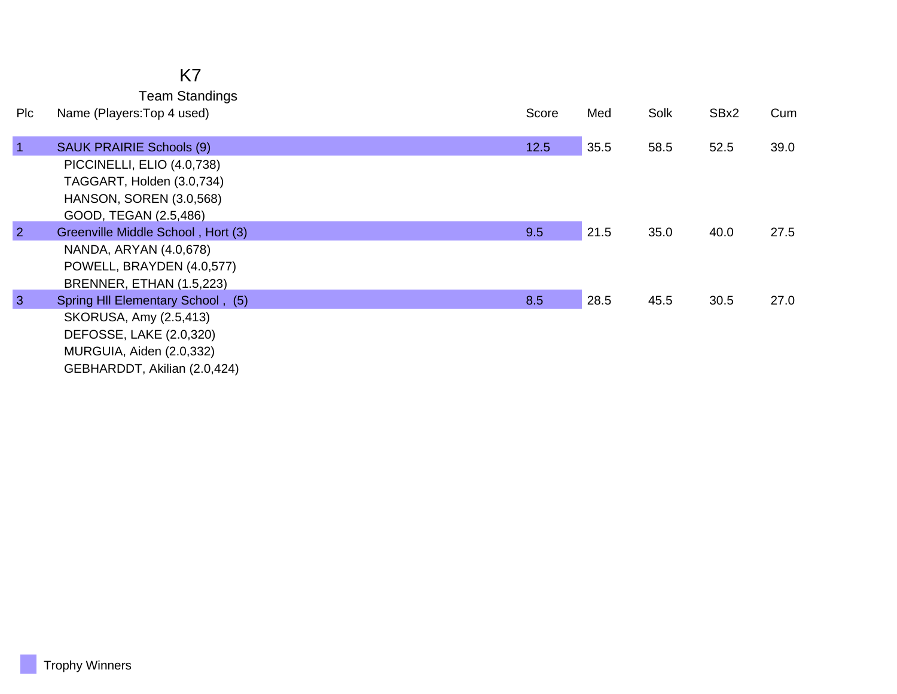# K7

## Team Standings

| Plc | Name (Players:Top 4 used) | Score | Med | Solk | SBx2 | Cum |
|---|---|---|---|---|---|---|
| 1 | SAUK PRAIRIE Schools (9) | 12.5 | 35.5 | 58.5 | 52.5 | 39.0 |
| | PICCINELLI, ELIO (4.0,738) | | | | | |
| | TAGGART, Holden (3.0,734) | | | | | |
| | HANSON, SOREN (3.0,568) | | | | | |
| | GOOD, TEGAN (2.5,486) | | | | | |
| 2 | Greenville Middle School , Hort (3) | 9.5 | 21.5 | 35.0 | 40.0 | 27.5 |
| | NANDA, ARYAN (4.0,678) | | | | | |
| | POWELL, BRAYDEN (4.0,577) | | | | | |
| | BRENNER, ETHAN (1.5,223) | | | | | |
| 3 | Spring Hll Elementary School , (5) | 8.5 | 28.5 | 45.5 | 30.5 | 27.0 |
| | SKORUSA, Amy (2.5,413) | | | | | |
| | DEFOSSE, LAKE (2.0,320) | | | | | |
| | MURGUIA, Aiden (2.0,332) | | | | | |
| | GEBHARDDT, Akilian (2.0,424) | | | | | |

Trophy Winners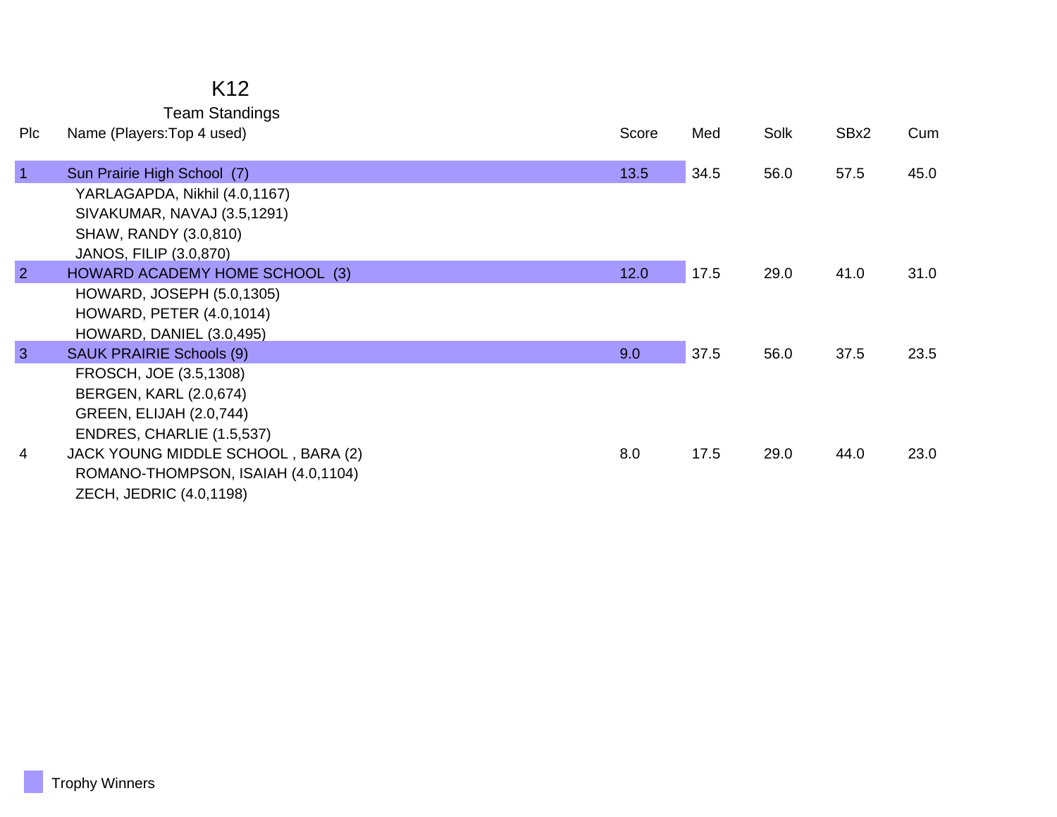# K12

## Team Standings

| Plc | Name (Players:Top 4 used) | Score | Med | Solk | SBx2 | Cum |
|---|---|---|---|---|---|---|
| 1 | Sun Prairie High School (7) | 13.5 | 34.5 | 56.0 | 57.5 | 45.0 |
| | YARLAGAPDA, Nikhil (4.0,1167) | | | | | |
| | SIVAKUMAR, NAVAJ (3.5,1291) | | | | | |
| | SHAW, RANDY (3.0,810) | | | | | |
| | JANOS, FILIP (3.0,870) | | | | | |
| 2 | HOWARD ACADEMY HOME SCHOOL (3) | 12.0 | 17.5 | 29.0 | 41.0 | 31.0 |
| | HOWARD, JOSEPH (5.0,1305) | | | | | |
| | HOWARD, PETER (4.0,1014) | | | | | |
| | HOWARD, DANIEL (3.0,495) | | | | | |
| 3 | SAUK PRAIRIE Schools (9) | 9.0 | 37.5 | 56.0 | 37.5 | 23.5 |
| | FROSCH, JOE (3.5,1308) | | | | | |
| | BERGEN, KARL (2.0,674) | | | | | |
| | GREEN, ELIJAH (2.0,744) | | | | | |
| | ENDRES, CHARLIE (1.5,537) | | | | | |
| 4 | JACK YOUNG MIDDLE SCHOOL , BARA (2) | 8.0 | 17.5 | 29.0 | 44.0 | 23.0 |
| | ROMANO-THOMPSON, ISAIAH (4.0,1104) | | | | | |
| | ZECH, JEDRIC (4.0,1198) | | | | | |

Trophy Winners